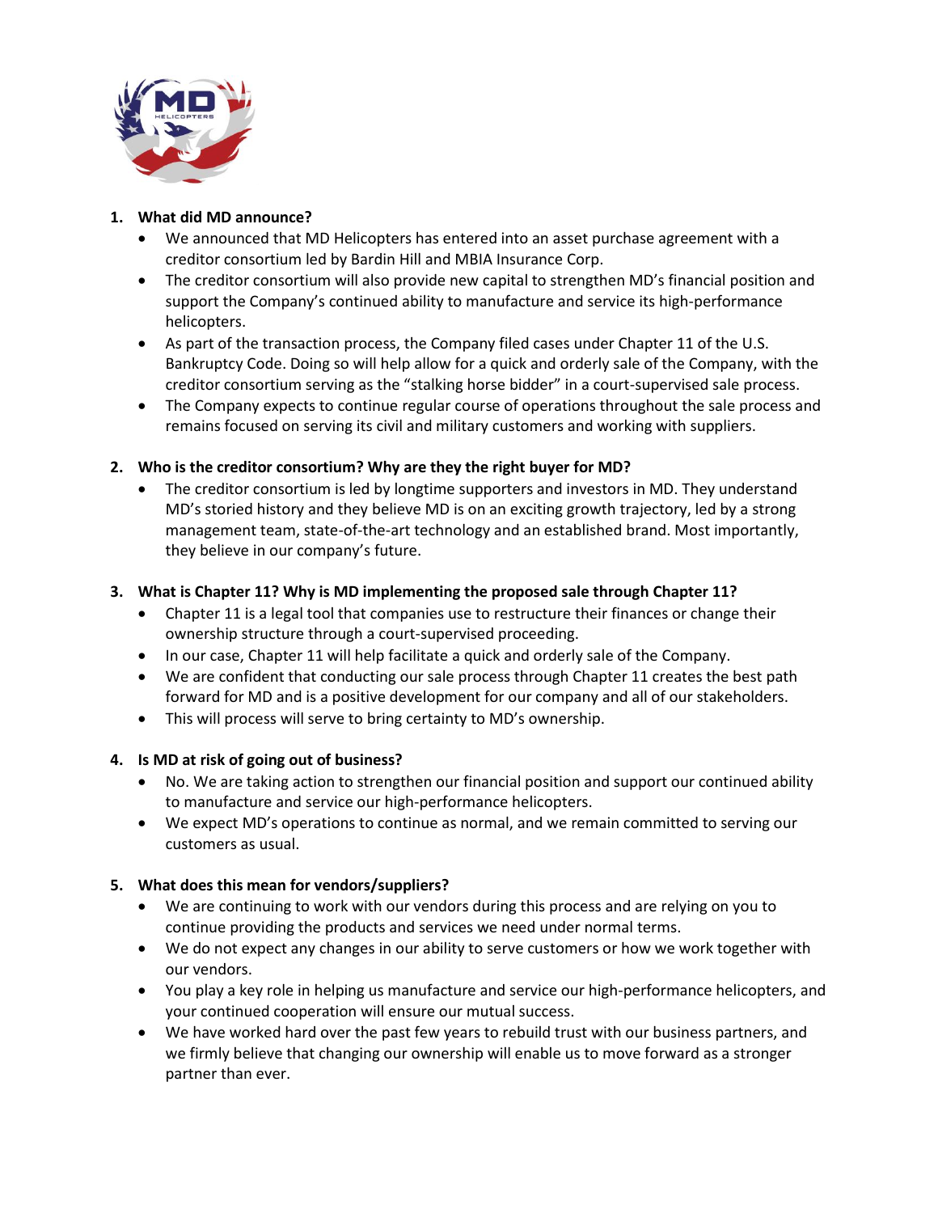1. **What did MD announce?**
   - We announced that MD Helicopters has entered into an asset purchase agreement with a creditor consortium led by Bardin Hill and MBIA Insurance Corp.
   - The creditor consortium will also provide new capital to strengthen MD's financial position and support the Company's continued ability to manufacture and service its high-performance helicopters.
   - As part of the transaction process, the Company filed cases under Chapter 11 of the U.S. Bankruptcy Code. Doing so will help allow for a quick and orderly sale of the Company, with the creditor consortium serving as the "stalking horse bidder" in a court-supervised sale process.
   - The Company expects to continue regular course of operations throughout the sale process and remains focused on serving its civil and military customers and working with suppliers.

2. **Who is the creditor consortium? Why are they the right buyer for MD?**
   - The creditor consortium is led by longtime supporters and investors in MD. They understand MD's storied history and they believe MD is on an exciting growth trajectory, led by a strong management team, state-of-the-art technology and an established brand. Most importantly, they believe in our company's future.

3. **What is Chapter 11? Why is MD implementing the proposed sale through Chapter 11?**
   - Chapter 11 is a legal tool that companies use to restructure their finances or change their ownership structure through a court-supervised proceeding.
   - In our case, Chapter 11 will help facilitate a quick and orderly sale of the Company.
   - We are confident that conducting our sale process through Chapter 11 creates the best path forward for MD and is a positive development for our company and all of our stakeholders.
   - This will process will serve to bring certainty to MD's ownership.

4. **Is MD at risk of going out of business?**
   - No. We are taking action to strengthen our financial position and support our continued ability to manufacture and service our high-performance helicopters.
   - We expect MD's operations to continue as normal, and we remain committed to serving our customers as usual.

5. **What does this mean for vendors/suppliers?**
   - We are continuing to work with our vendors during this process and are relying on you to continue providing the products and services we need under normal terms.
   - We do not expect any changes in our ability to serve customers or how we work together with our vendors.
   - You play a key role in helping us manufacture and service our high-performance helicopters, and your continued cooperation will ensure our mutual success.
   - We have worked hard over the past few years to rebuild trust with our business partners, and we firmly believe that changing our ownership will enable us to move forward as a stronger partner than ever.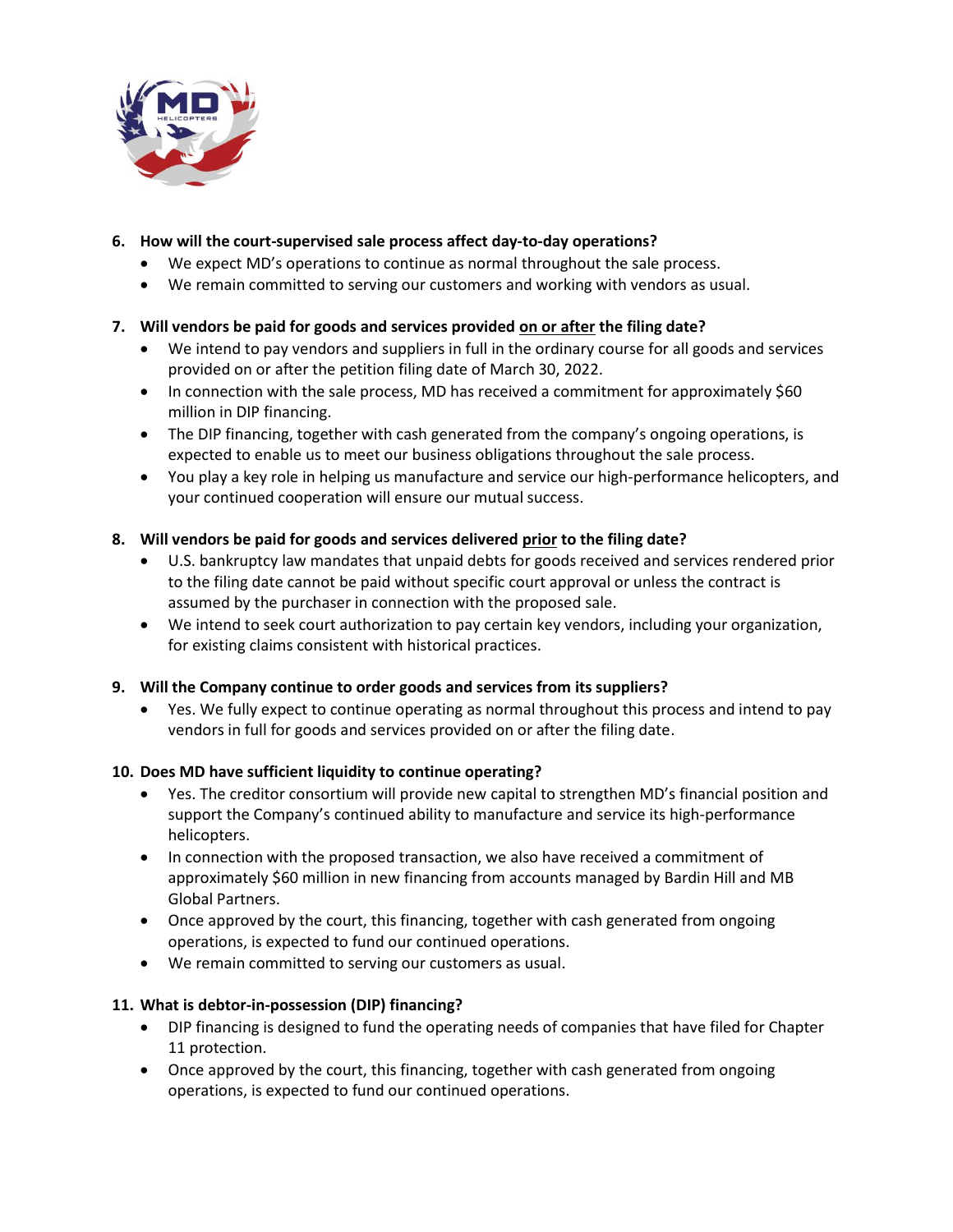6. **How will the court-supervised sale process affect day-to-day operations?**
   - We expect MD's operations to continue as normal throughout the sale process.
   - We remain committed to serving our customers and working with vendors as usual.

7. **Will vendors be paid for goods and services provided <u>on or after</u> the filing date?**
   - We intend to pay vendors and suppliers in full in the ordinary course for all goods and services provided on or after the petition filing date of March 30, 2022.
   - In connection with the sale process, MD has received a commitment for approximately $60 million in DIP financing.
   - The DIP financing, together with cash generated from the company's ongoing operations, is expected to enable us to meet our business obligations throughout the sale process.
   - You play a key role in helping us manufacture and service our high-performance helicopters, and your continued cooperation will ensure our mutual success.

8. **Will vendors be paid for goods and services delivered <u>prior</u> to the filing date?**
   - U.S. bankruptcy law mandates that unpaid debts for goods received and services rendered prior to the filing date cannot be paid without specific court approval or unless the contract is assumed by the purchaser in connection with the proposed sale.
   - We intend to seek court authorization to pay certain key vendors, including your organization, for existing claims consistent with historical practices.

9. **Will the Company continue to order goods and services from its suppliers?**
   - Yes. We fully expect to continue operating as normal throughout this process and intend to pay vendors in full for goods and services provided on or after the filing date.

10. **Does MD have sufficient liquidity to continue operating?**
    - Yes. The creditor consortium will provide new capital to strengthen MD's financial position and support the Company's continued ability to manufacture and service its high-performance helicopters.
    - In connection with the proposed transaction, we also have received a commitment of approximately $60 million in new financing from accounts managed by Bardin Hill and MB Global Partners.
    - Once approved by the court, this financing, together with cash generated from ongoing operations, is expected to fund our continued operations.
    - We remain committed to serving our customers as usual.

11. **What is debtor-in-possession (DIP) financing?**
    - DIP financing is designed to fund the operating needs of companies that have filed for Chapter 11 protection.
    - Once approved by the court, this financing, together with cash generated from ongoing operations, is expected to fund our continued operations.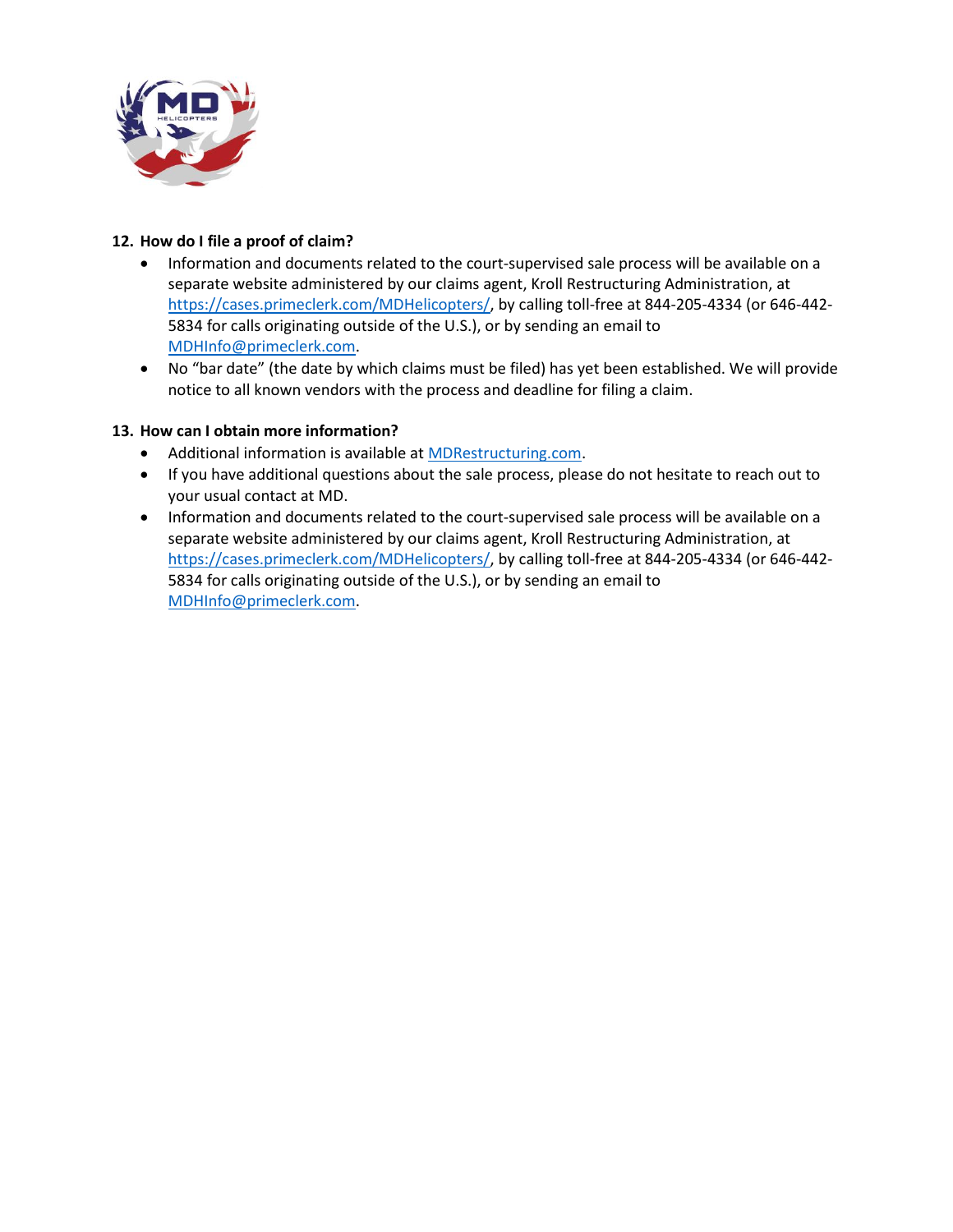**12. How do I file a proof of claim?**

- Information and documents related to the court-supervised sale process will be available on a separate website administered by our claims agent, Kroll Restructuring Administration, at https://cases.primeclerk.com/MDHelicopters/, by calling toll-free at 844-205-4334 (or 646-442-5834 for calls originating outside of the U.S.), or by sending an email to MDHInfo@primeclerk.com.
- No "bar date" (the date by which claims must be filed) has yet been established. We will provide notice to all known vendors with the process and deadline for filing a claim.

**13. How can I obtain more information?**

- Additional information is available at MDRestructuring.com.
- If you have additional questions about the sale process, please do not hesitate to reach out to your usual contact at MD.
- Information and documents related to the court-supervised sale process will be available on a separate website administered by our claims agent, Kroll Restructuring Administration, at https://cases.primeclerk.com/MDHelicopters/, by calling toll-free at 844-205-4334 (or 646-442-5834 for calls originating outside of the U.S.), or by sending an email to MDHInfo@primeclerk.com.